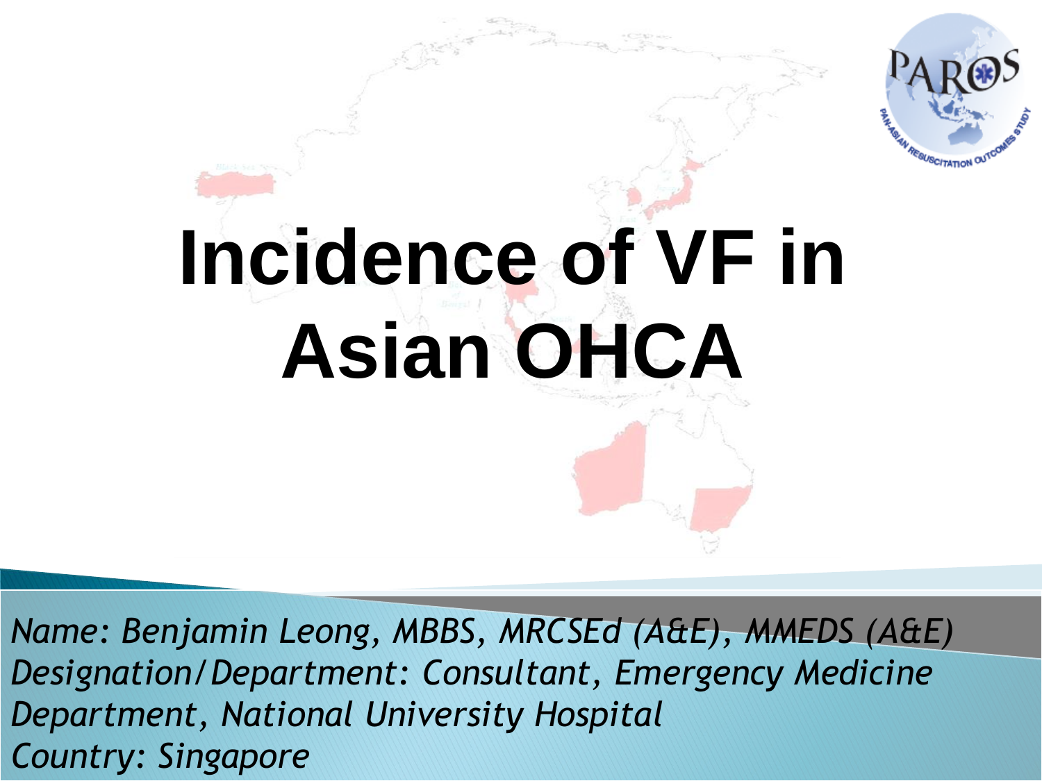# Incidence of VF in Asian OHCA

*Name: Benjamin Leong, MBBS, MRCSEd (A&E), MMEDS (A&E)*
*Designation/Department: Consultant, Emergency Medicine Department, National University Hospital*
*Country: Singapore*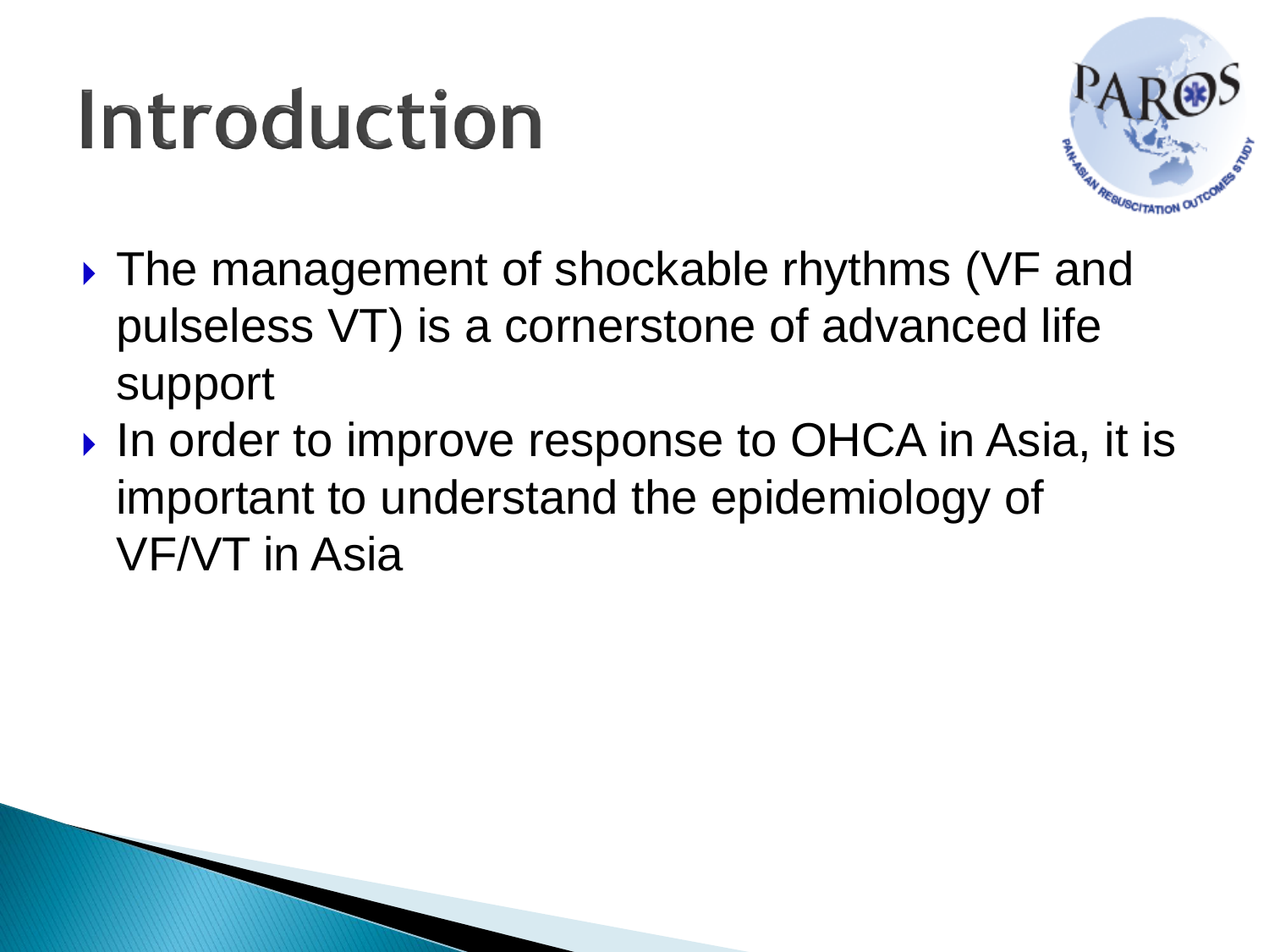# Introduction

- The management of shockable rhythms (VF and pulseless VT) is a cornerstone of advanced life support
- In order to improve response to OHCA in Asia, it is important to understand the epidemiology of VF/VT in Asia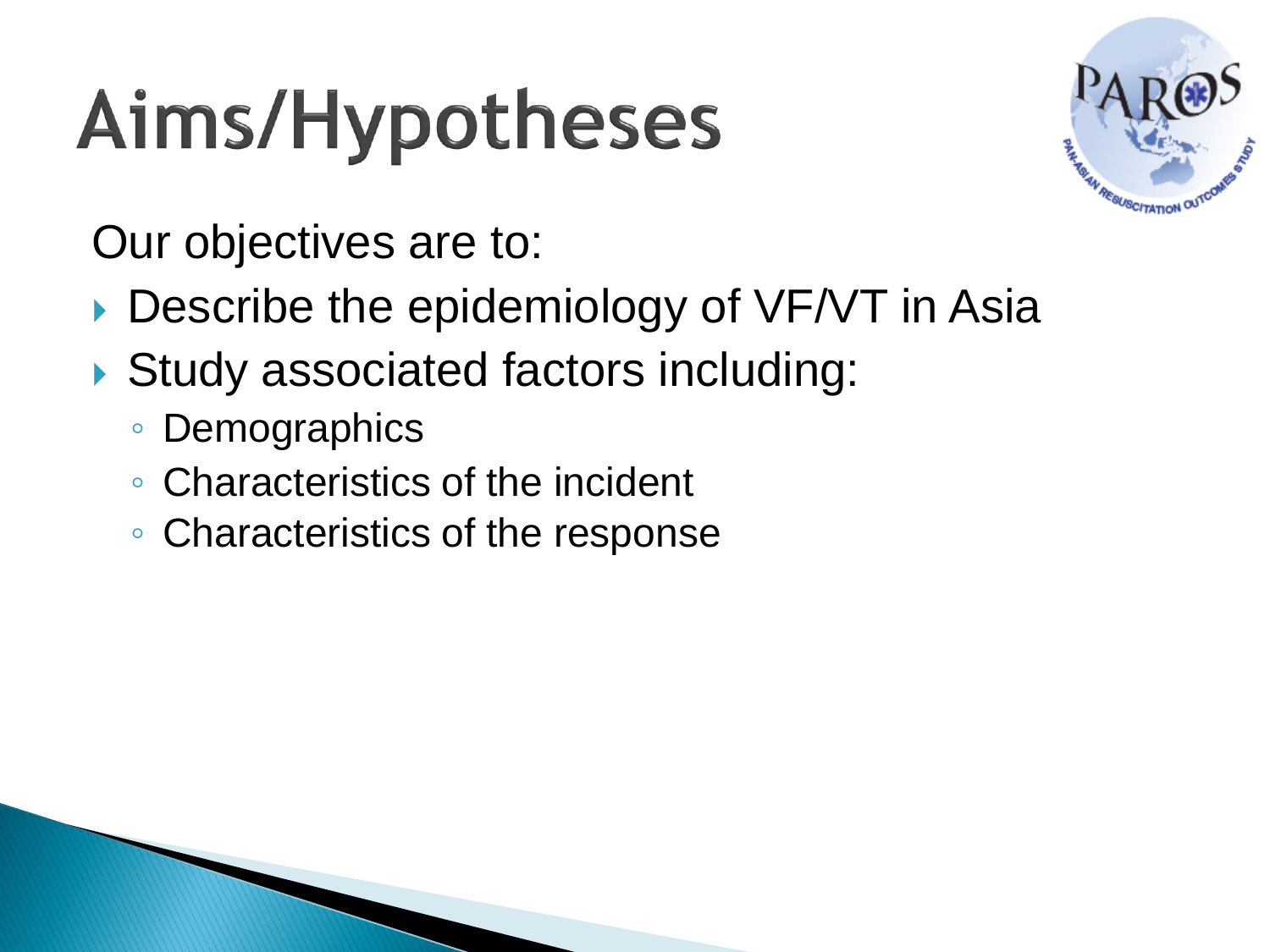# Aims/Hypotheses

Our objectives are to:

- Describe the epidemiology of VF/VT in Asia
- Study associated factors including:
  - Demographics
  - Characteristics of the incident
  - Characteristics of the response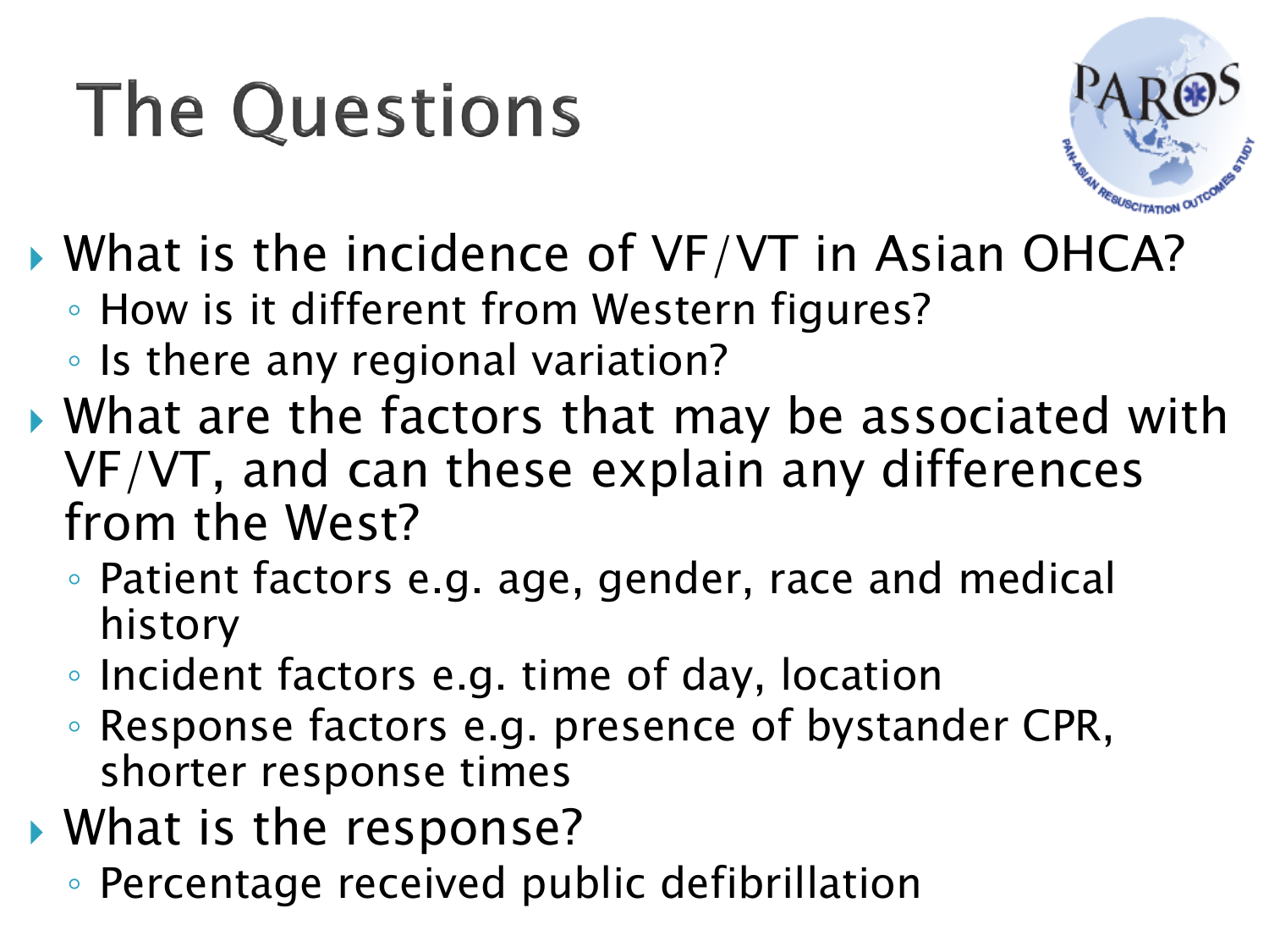# The Questions

- What is the incidence of VF/VT in Asian OHCA?
  - How is it different from Western figures?
  - Is there any regional variation?
- What are the factors that may be associated with VF/VT, and can these explain any differences from the West?
  - Patient factors e.g. age, gender, race and medical history
  - Incident factors e.g. time of day, location
  - Response factors e.g. presence of bystander CPR, shorter response times
- What is the response?
  - Percentage received public defibrillation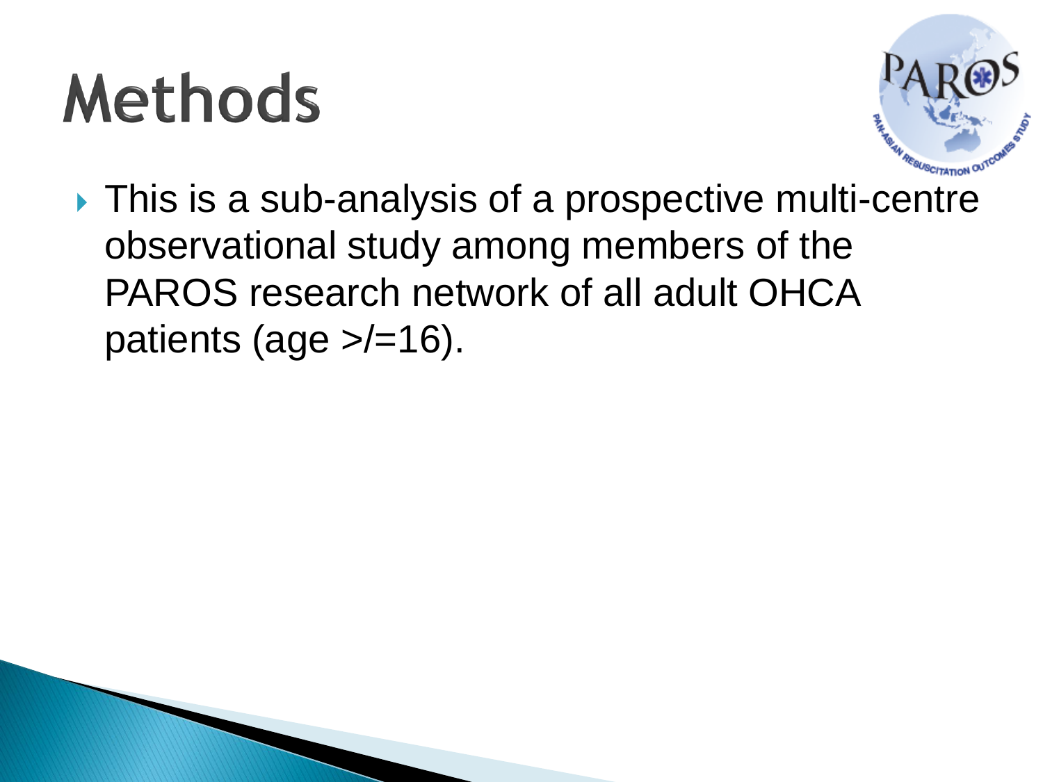# Methods

- This is a sub-analysis of a prospective multi-centre observational study among members of the PAROS research network of all adult OHCA patients (age >/=16).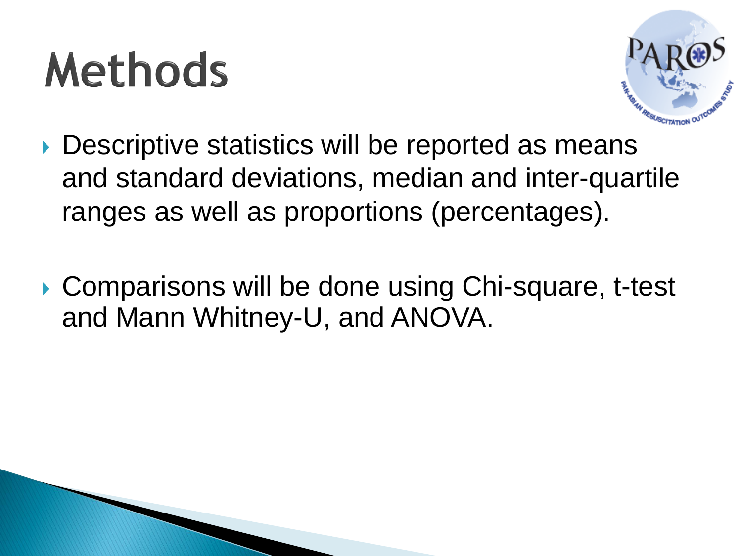# Methods

- Descriptive statistics will be reported as means and standard deviations, median and inter-quartile ranges as well as proportions (percentages).
- Comparisons will be done using Chi-square, t-test and Mann Whitney-U, and ANOVA.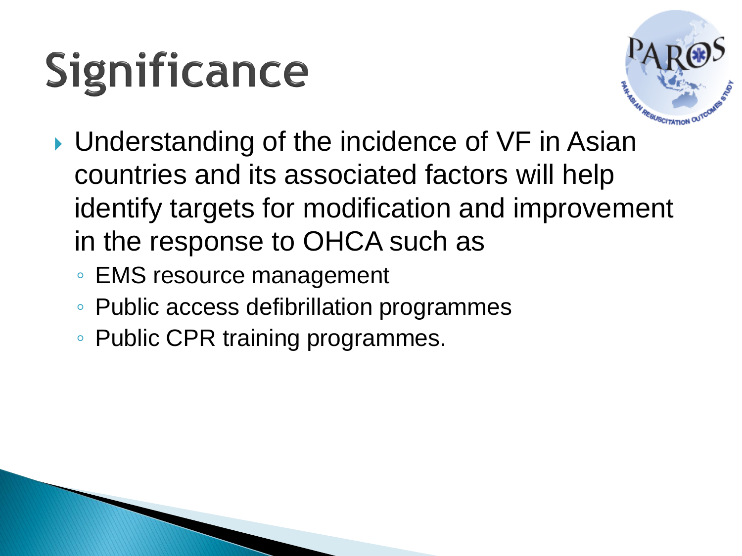# Significance

- Understanding of the incidence of VF in Asian countries and its associated factors will help identify targets for modification and improvement in the response to OHCA such as
  - EMS resource management
  - Public access defibrillation programmes
  - Public CPR training programmes.